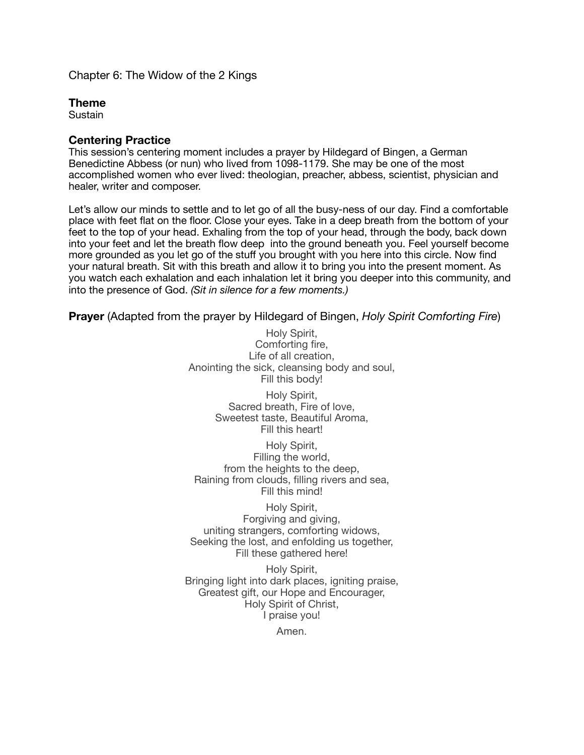# Chapter 6: The Widow of the 2 Kings

## Theme

Sustain

## Centering Practice

This session's centering moment includes a prayer by Hildegard of Bingen, a German Benedictine Abbess (or nun) who lived from 1098-1179. She may be one of the most accomplished women who ever lived: theologian, preacher, abbess, scientist, physician and healer, writer and composer.

Let's allow our minds to settle and to let go of all the busy-ness of our day. Find a comfortable place with feet flat on the floor. Close your eyes. Take in a deep breath from the bottom of your feet to the top of your head. Exhaling from the top of your head, through the body, back down into your feet and let the breath flow deep into the ground beneath you. Feel yourself become more grounded as you let go of the stuff you brought with you here into this circle. Now find your natural breath. Sit with this breath and allow it to bring you into the present moment. As you watch each exhalation and each inhalation let it bring you deeper into this community, and into the presence of God. *(Sit in silence for a few moments.)*

**Prayer** (Adapted from the prayer by Hildegard of Bingen, *Holy Spirit Comforting Fire*)

Holy Spirit,
Comforting fire,
Life of all creation,
Anointing the sick, cleansing body and soul,
Fill this body!

Holy Spirit,
Sacred breath, Fire of love,
Sweetest taste, Beautiful Aroma,
Fill this heart!

Holy Spirit,
Filling the world,
from the heights to the deep,
Raining from clouds, filling rivers and sea,
Fill this mind!

Holy Spirit,
Forgiving and giving,
uniting strangers, comforting widows,
Seeking the lost, and enfolding us together,
Fill these gathered here!

Holy Spirit,
Bringing light into dark places, igniting praise,
Greatest gift, our Hope and Encourager,
Holy Spirit of Christ,
I praise you!

Amen.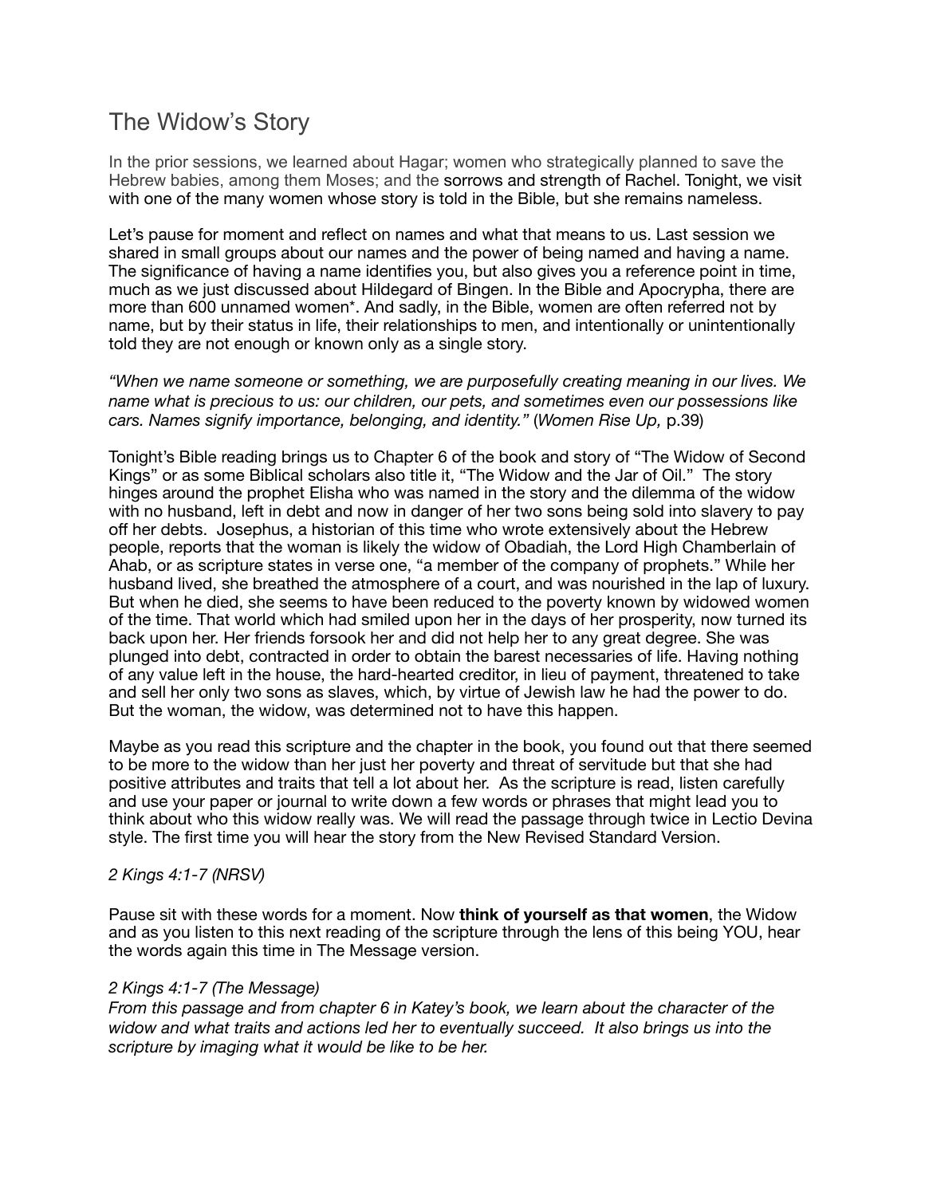# The Widow's Story

In the prior sessions, we learned about Hagar; women who strategically planned to save the Hebrew babies, among them Moses; and the sorrows and strength of Rachel. Tonight, we visit with one of the many women whose story is told in the Bible, but she remains nameless.

Let's pause for moment and reflect on names and what that means to us. Last session we shared in small groups about our names and the power of being named and having a name. The significance of having a name identifies you, but also gives you a reference point in time, much as we just discussed about Hildegard of Bingen. In the Bible and Apocrypha, there are more than 600 unnamed women*. And sadly, in the Bible, women are often referred not by name, but by their status in life, their relationships to men, and intentionally or unintentionally told they are not enough or known only as a single story.

*"When we name someone or something, we are purposefully creating meaning in our lives. We name what is precious to us: our children, our pets, and sometimes even our possessions like cars. Names signify importance, belonging, and identity."* (*Women Rise Up,* p.39)

Tonight's Bible reading brings us to Chapter 6 of the book and story of "The Widow of Second Kings" or as some Biblical scholars also title it, "The Widow and the Jar of Oil." The story hinges around the prophet Elisha who was named in the story and the dilemma of the widow with no husband, left in debt and now in danger of her two sons being sold into slavery to pay off her debts. Josephus, a historian of this time who wrote extensively about the Hebrew people, reports that the woman is likely the widow of Obadiah, the Lord High Chamberlain of Ahab, or as scripture states in verse one, "a member of the company of prophets." While her husband lived, she breathed the atmosphere of a court, and was nourished in the lap of luxury. But when he died, she seems to have been reduced to the poverty known by widowed women of the time. That world which had smiled upon her in the days of her prosperity, now turned its back upon her. Her friends forsook her and did not help her to any great degree. She was plunged into debt, contracted in order to obtain the barest necessaries of life. Having nothing of any value left in the house, the hard-hearted creditor, in lieu of payment, threatened to take and sell her only two sons as slaves, which, by virtue of Jewish law he had the power to do. But the woman, the widow, was determined not to have this happen.

Maybe as you read this scripture and the chapter in the book, you found out that there seemed to be more to the widow than her just her poverty and threat of servitude but that she had positive attributes and traits that tell a lot about her. As the scripture is read, listen carefully and use your paper or journal to write down a few words or phrases that might lead you to think about who this widow really was. We will read the passage through twice in Lectio Devina style. The first time you will hear the story from the New Revised Standard Version.

*2 Kings 4:1-7 (NRSV)*

Pause sit with these words for a moment. Now **think of yourself as that women**, the Widow and as you listen to this next reading of the scripture through the lens of this being YOU, hear the words again this time in The Message version.

*2 Kings 4:1-7 (The Message)*
*From this passage and from chapter 6 in Katey's book, we learn about the character of the widow and what traits and actions led her to eventually succeed. It also brings us into the scripture by imaging what it would be like to be her.*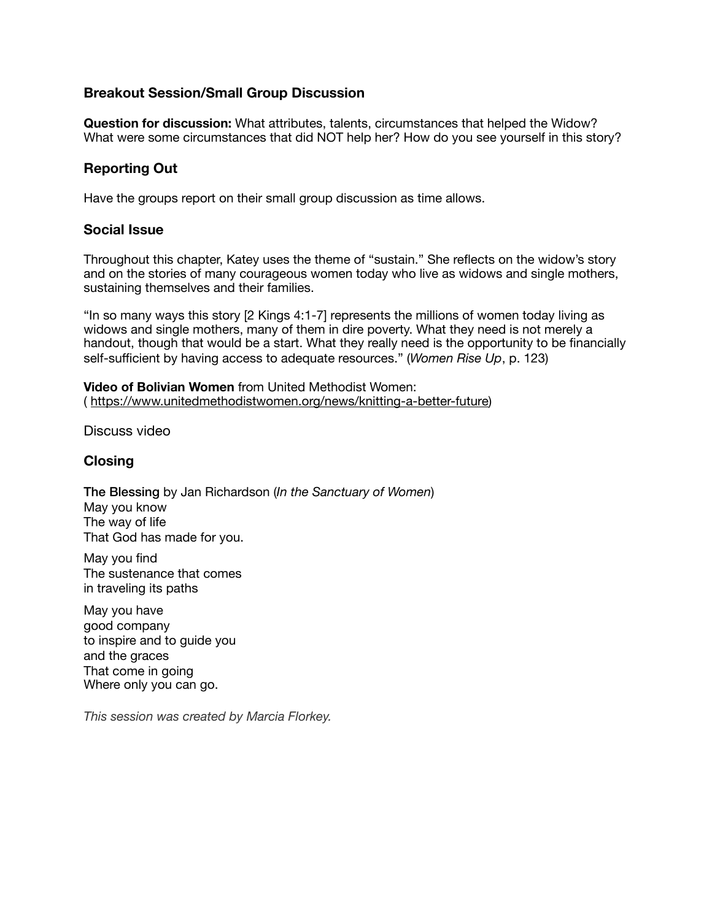### Breakout Session/Small Group Discussion

**Question for discussion:** What attributes, talents, circumstances that helped the Widow? What were some circumstances that did NOT help her? How do you see yourself in this story?

### Reporting Out

Have the groups report on their small group discussion as time allows.

### Social Issue

Throughout this chapter, Katey uses the theme of "sustain." She reflects on the widow's story and on the stories of many courageous women today who live as widows and single mothers, sustaining themselves and their families.

"In so many ways this story [2 Kings 4:1-7] represents the millions of women today living as widows and single mothers, many of them in dire poverty. What they need is not merely a handout, though that would be a start. What they really need is the opportunity to be financially self-sufficient by having access to adequate resources." (*Women Rise Up*, p. 123)

**Video of Bolivian Women** from United Methodist Women:
( https://www.unitedmethodistwomen.org/news/knitting-a-better-future)

Discuss video

### Closing

**The Blessing** by Jan Richardson (*In the Sanctuary of Women*)
May you know
The way of life
That God has made for you.

May you find
The sustenance that comes
in traveling its paths

May you have
good company
to inspire and to guide you
and the graces
That come in going
Where only you can go.

*This session was created by Marcia Florkey.*